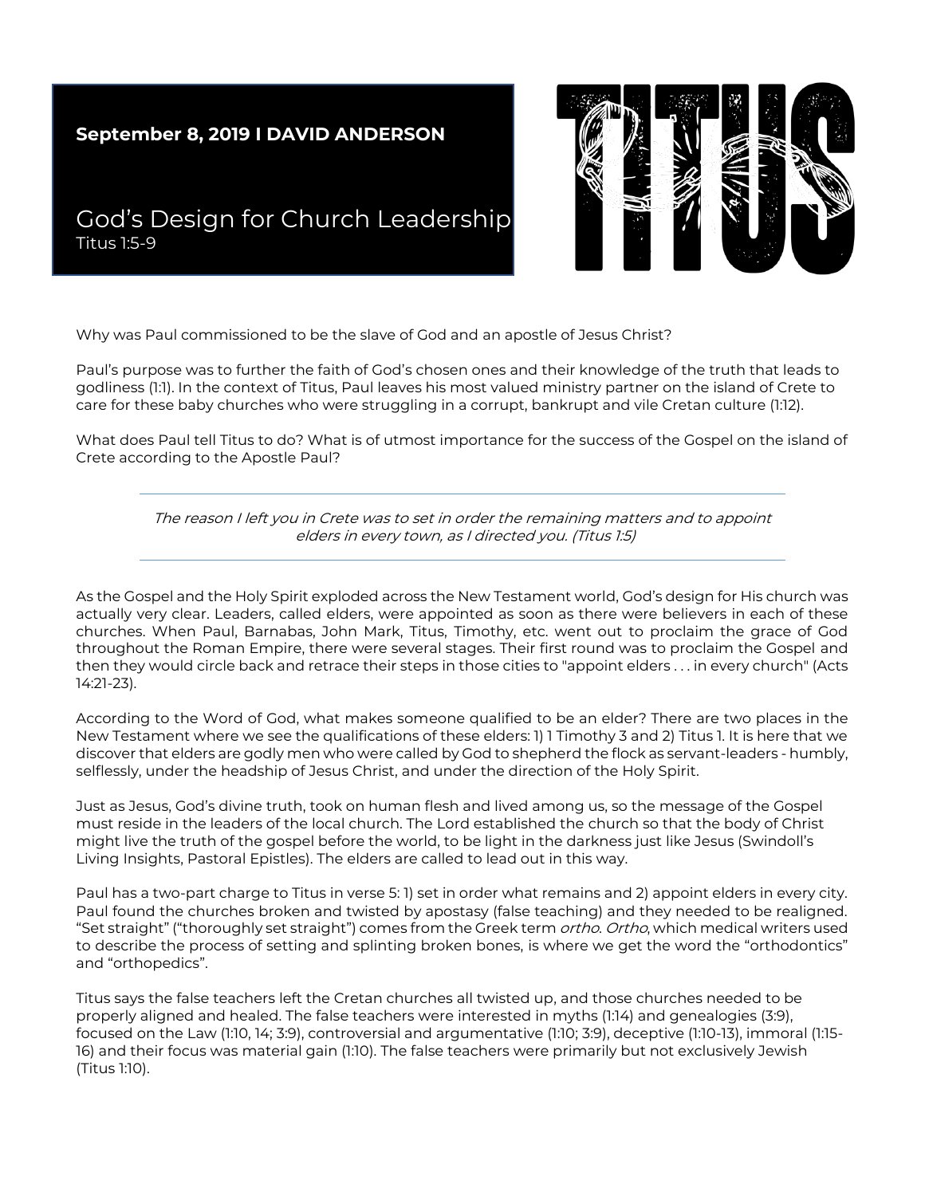**September 8, 2019 I DAVID ANDERSON**

# God's Design for Church Leadership

Titus 1:5-9

TITUS

Why was Paul commissioned to be the slave of God and an apostle of Jesus Christ?

Paul's purpose was to further the faith of God's chosen ones and their knowledge of the truth that leads to godliness (1:1). In the context of Titus, Paul leaves his most valued ministry partner on the island of Crete to care for these baby churches who were struggling in a corrupt, bankrupt and vile Cretan culture (1:12).

What does Paul tell Titus to do? What is of utmost importance for the success of the Gospel on the island of Crete according to the Apostle Paul?

---

*The reason I left you in Crete was to set in order the remaining matters and to appoint elders in every town, as I directed you. (Titus 1:5)*

---

As the Gospel and the Holy Spirit exploded across the New Testament world, God's design for His church was actually very clear. Leaders, called elders, were appointed as soon as there were believers in each of these churches. When Paul, Barnabas, John Mark, Titus, Timothy, etc. went out to proclaim the grace of God throughout the Roman Empire, there were several stages. Their first round was to proclaim the Gospel and then they would circle back and retrace their steps in those cities to "appoint elders . . . in every church" (Acts 14:21-23).

According to the Word of God, what makes someone qualified to be an elder? There are two places in the New Testament where we see the qualifications of these elders: 1) 1 Timothy 3 and 2) Titus 1. It is here that we discover that elders are godly men who were called by God to shepherd the flock as servant-leaders - humbly, selflessly, under the headship of Jesus Christ, and under the direction of the Holy Spirit.

Just as Jesus, God's divine truth, took on human flesh and lived among us, so the message of the Gospel must reside in the leaders of the local church. The Lord established the church so that the body of Christ might live the truth of the gospel before the world, to be light in the darkness just like Jesus (Swindoll's Living Insights, Pastoral Epistles). The elders are called to lead out in this way.

Paul has a two-part charge to Titus in verse 5: 1) set in order what remains and 2) appoint elders in every city. Paul found the churches broken and twisted by apostasy (false teaching) and they needed to be realigned. "Set straight" ("thoroughly set straight") comes from the Greek term *ortho*. *Ortho*, which medical writers used to describe the process of setting and splinting broken bones, is where we get the word the "orthodontics" and "orthopedics".

Titus says the false teachers left the Cretan churches all twisted up, and those churches needed to be properly aligned and healed. The false teachers were interested in myths (1:14) and genealogies (3:9), focused on the Law (1:10, 14; 3:9), controversial and argumentative (1:10; 3:9), deceptive (1:10-13), immoral (1:15-16) and their focus was material gain (1:10). The false teachers were primarily but not exclusively Jewish (Titus 1:10).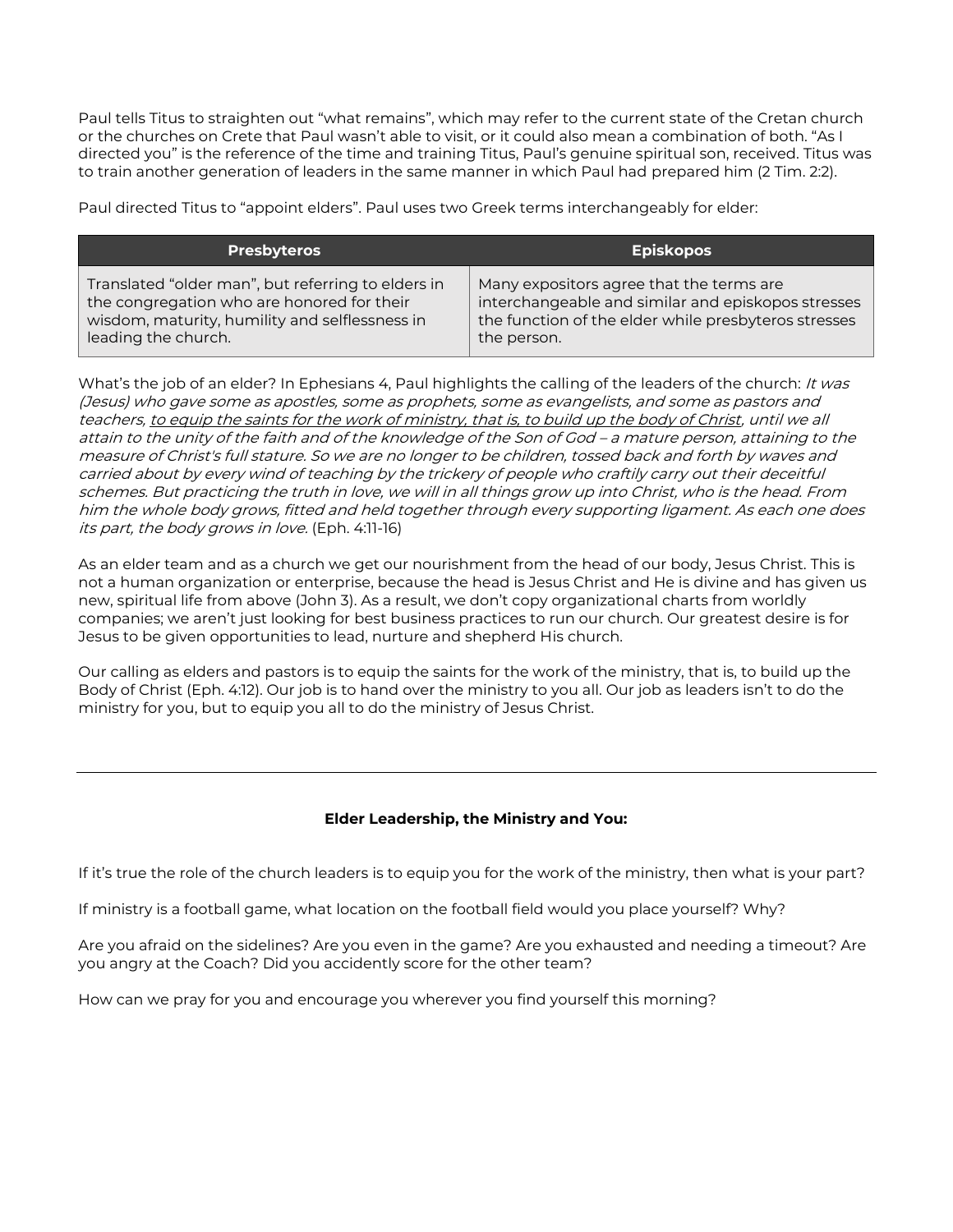Paul tells Titus to straighten out "what remains", which may refer to the current state of the Cretan church or the churches on Crete that Paul wasn't able to visit, or it could also mean a combination of both. "As I directed you" is the reference of the time and training Titus, Paul's genuine spiritual son, received. Titus was to train another generation of leaders in the same manner in which Paul had prepared him (2 Tim. 2:2).

Paul directed Titus to "appoint elders". Paul uses two Greek terms interchangeably for elder:

| Presbyteros | Episkopos |
|---|---|
| Translated "older man", but referring to elders in the congregation who are honored for their wisdom, maturity, humility and selflessness in leading the church. | Many expositors agree that the terms are interchangeable and similar and episkopos stresses the function of the elder while presbyteros stresses the person. |

What's the job of an elder? In Ephesians 4, Paul highlights the calling of the leaders of the church: *It was (Jesus) who gave some as apostles, some as prophets, some as evangelists, and some as pastors and teachers, <u>to equip the saints for the work of ministry, that is, to build up the body of Christ</u>, until we all attain to the unity of the faith and of the knowledge of the Son of God – a mature person, attaining to the measure of Christ's full stature. So we are no longer to be children, tossed back and forth by waves and carried about by every wind of teaching by the trickery of people who craftily carry out their deceitful schemes. But practicing the truth in love, we will in all things grow up into Christ, who is the head. From him the whole body grows, fitted and held together through every supporting ligament. As each one does its part, the body grows in love.* (Eph. 4:11-16)

As an elder team and as a church we get our nourishment from the head of our body, Jesus Christ. This is not a human organization or enterprise, because the head is Jesus Christ and He is divine and has given us new, spiritual life from above (John 3). As a result, we don't copy organizational charts from worldly companies; we aren't just looking for best business practices to run our church. Our greatest desire is for Jesus to be given opportunities to lead, nurture and shepherd His church.

Our calling as elders and pastors is to equip the saints for the work of the ministry, that is, to build up the Body of Christ (Eph. 4:12). Our job is to hand over the ministry to you all. Our job as leaders isn't to do the ministry for you, but to equip you all to do the ministry of Jesus Christ.

---

**Elder Leadership, the Ministry and You:**

If it's true the role of the church leaders is to equip you for the work of the ministry, then what is your part?

If ministry is a football game, what location on the football field would you place yourself? Why?

Are you afraid on the sidelines? Are you even in the game? Are you exhausted and needing a timeout? Are you angry at the Coach? Did you accidently score for the other team?

How can we pray for you and encourage you wherever you find yourself this morning?